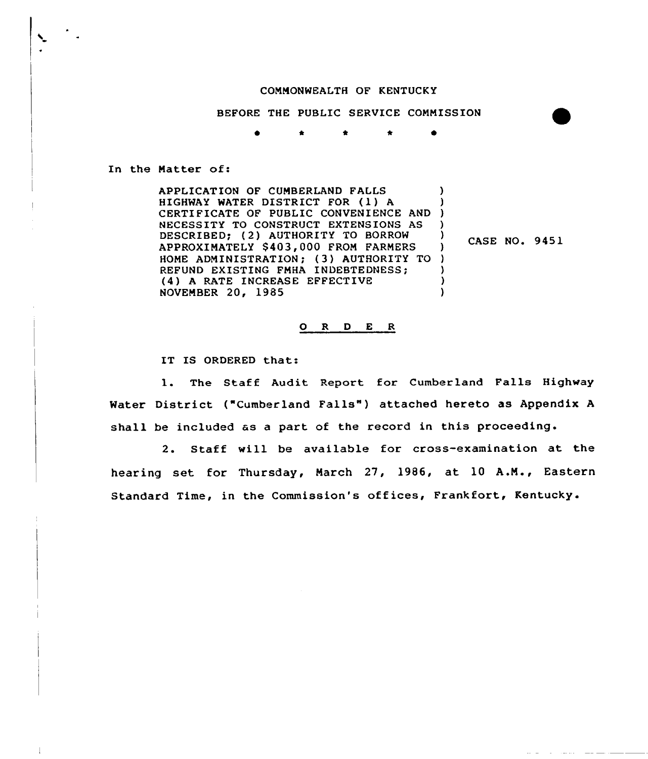COMMONWEALTH OF KENTUCKY

BEFORE THE PUBLIC SERVICE COMMISSION

\* \* \* \* \*

In the Matter of:

| | |
|---|---|
| APPLICATION OF CUMBERLAND FALLS HIGHWAY WATER DISTRICT FOR (1) A CERTIFICATE OF PUBLIC CONVENIENCE AND NECESSITY TO CONSTRUCT EXTENSIONS AS DESCRIBED; (2) AUTHORITY TO BORROW APPROXIMATELY $403,000 FROM FARMERS HOME ADMINISTRATION; (3) AUTHORITY TO REFUND EXISTING FMHA INDEBTEDNESS; (4) A RATE INCREASE EFFECTIVE NOVEMBER 20, 1985 | CASE NO. 9451 |

## O R D E R

IT IS ORDERED that:

1. The Staff Audit Report for Cumberland Falls Highway Water District ("Cumberland Falls") attached hereto as Appendix A shall be included as a part of the record in this proceeding.

2. Staff will be available for cross-examination at the hearing set for Thursday, March 27, 1986, at 10 A.M., Eastern Standard Time, in the Commission's offices, Frankfort, Kentucky.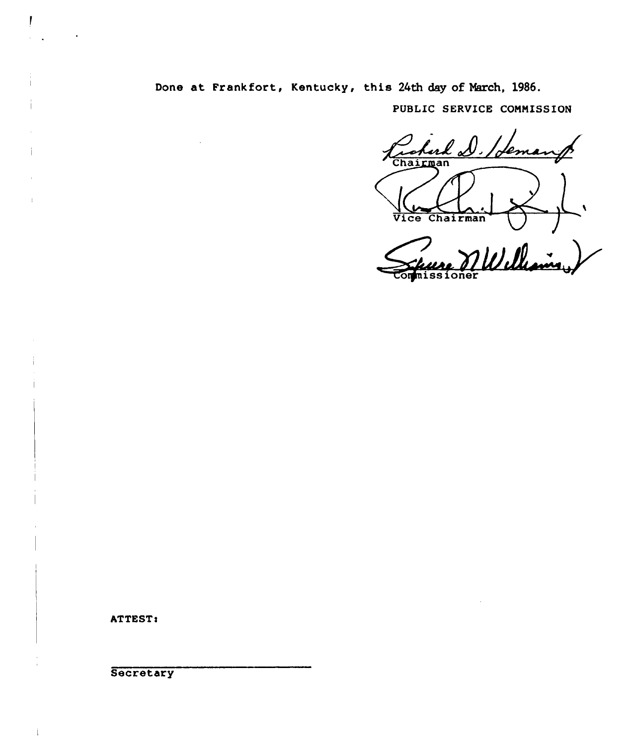Done at Frankfort, Kentucky, this 24th day of March, 1986.

PUBLIC SERVICE COMMISSION

Chairman

Vice Chairman

Commissioner

ATTEST:

Secretary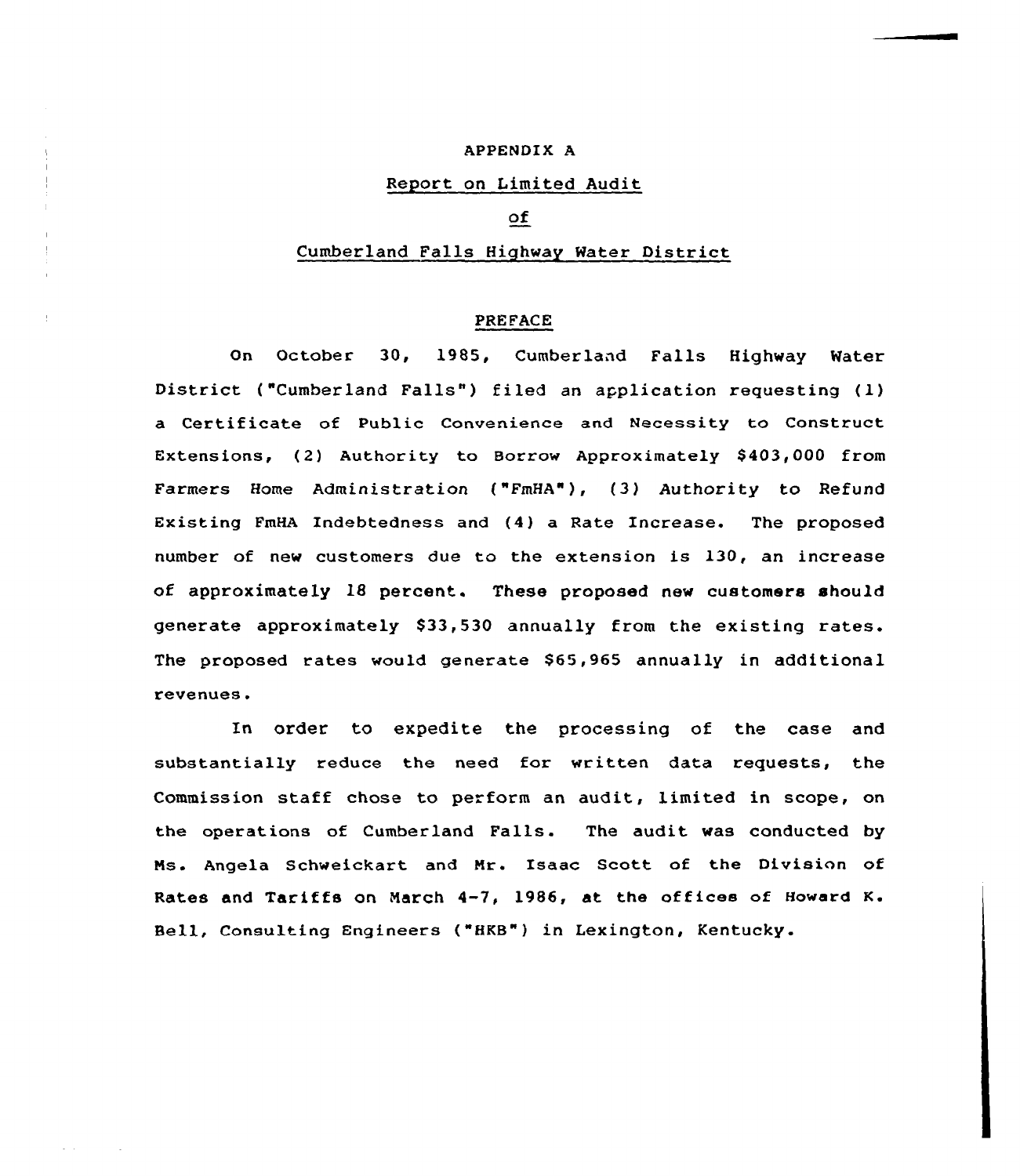# APPENDIX A

## Report on Limited Audit

## of

## Cumberland Falls Highway Water District

### PREFACE

On October 30, 1985, Cumberland Falls Highway Water District ("Cumberland Falls") filed an application requesting (1) a Certificate of Public Convenience and Necessity to Construct Extensions, (2) Authority to Borrow Approximately $403,000 from Farmers Home Administration ("FmHA"), (3) Authority to Refund Existing FmHA Indebtedness and (4) a Rate Increase. The proposed number of new customers due to the extension is 130, an increase of approximately 18 percent. These proposed new customers should generate approximately $33,530 annually from the existing rates. The proposed rates would generate $65,965 annually in additional revenues.

In order to expedite the processing of the case and substantially reduce the need for written data requests, the Commission staff chose to perform an audit, limited in scope, on the operations of Cumberland Falls. The audit was conducted by Ms. Angela Schweickart and Mr. Isaac Scott of the Division of Rates and Tariffs on March 4-7, 1986, at the offices of Howard K. Bell, Consulting Engineers ("HKB") in Lexington, Kentucky.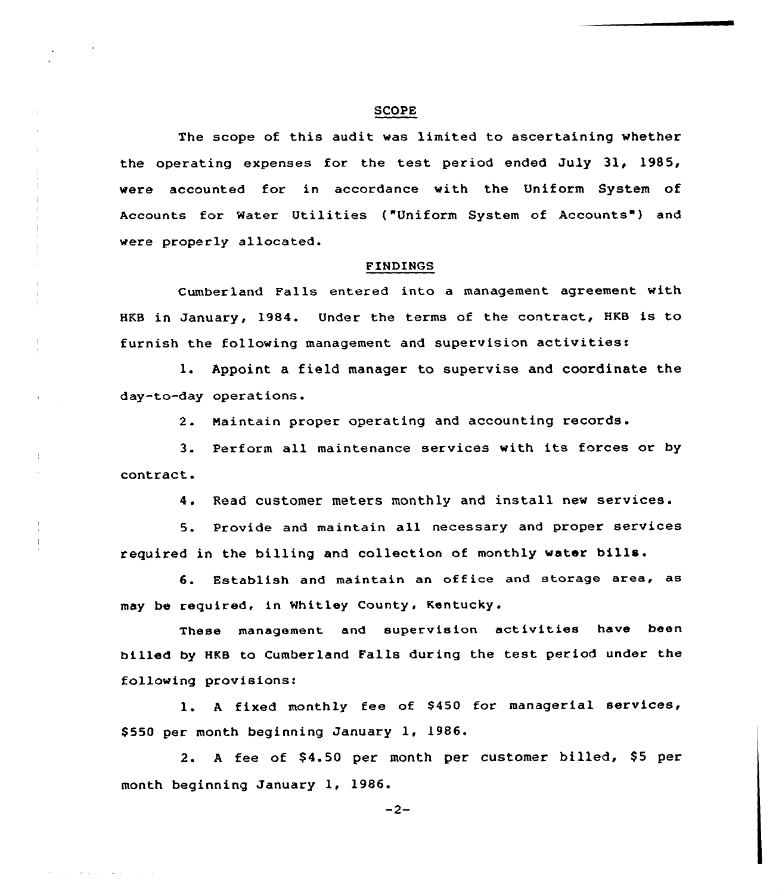## SCOPE

The scope of this audit was limited to ascertaining whether the operating expenses for the test period ended July 31, 1985, were accounted for in accordance with the Uniform System of Accounts for Water Utilities ("Uniform System of Accounts") and were properly allocated.

## FINDINGS

Cumberland Falls entered into a management agreement with HKB in January, 1984. Under the terms of the contract, HKB is to furnish the following management and supervision activities:

1. Appoint a field manager to supervise and coordinate the day-to-day operations.

2. Maintain proper operating and accounting records.

3. Perform all maintenance services with its forces or by contract.

4. Read customer meters monthly and install new services.

5. Provide and maintain all necessary and proper services required in the billing and collection of monthly water bills.

6. Establish and maintain an office and storage area, as may be required, in Whitley County, Kentucky.

These management and supervision activities have been billed by HKB to Cumberland Falls during the test period under the following provisions:

1. A fixed monthly fee of $450 for managerial services, $550 per month beginning January 1, 1986.

2. A fee of $4.50 per month per customer billed, $5 per month beginning January 1, 1986.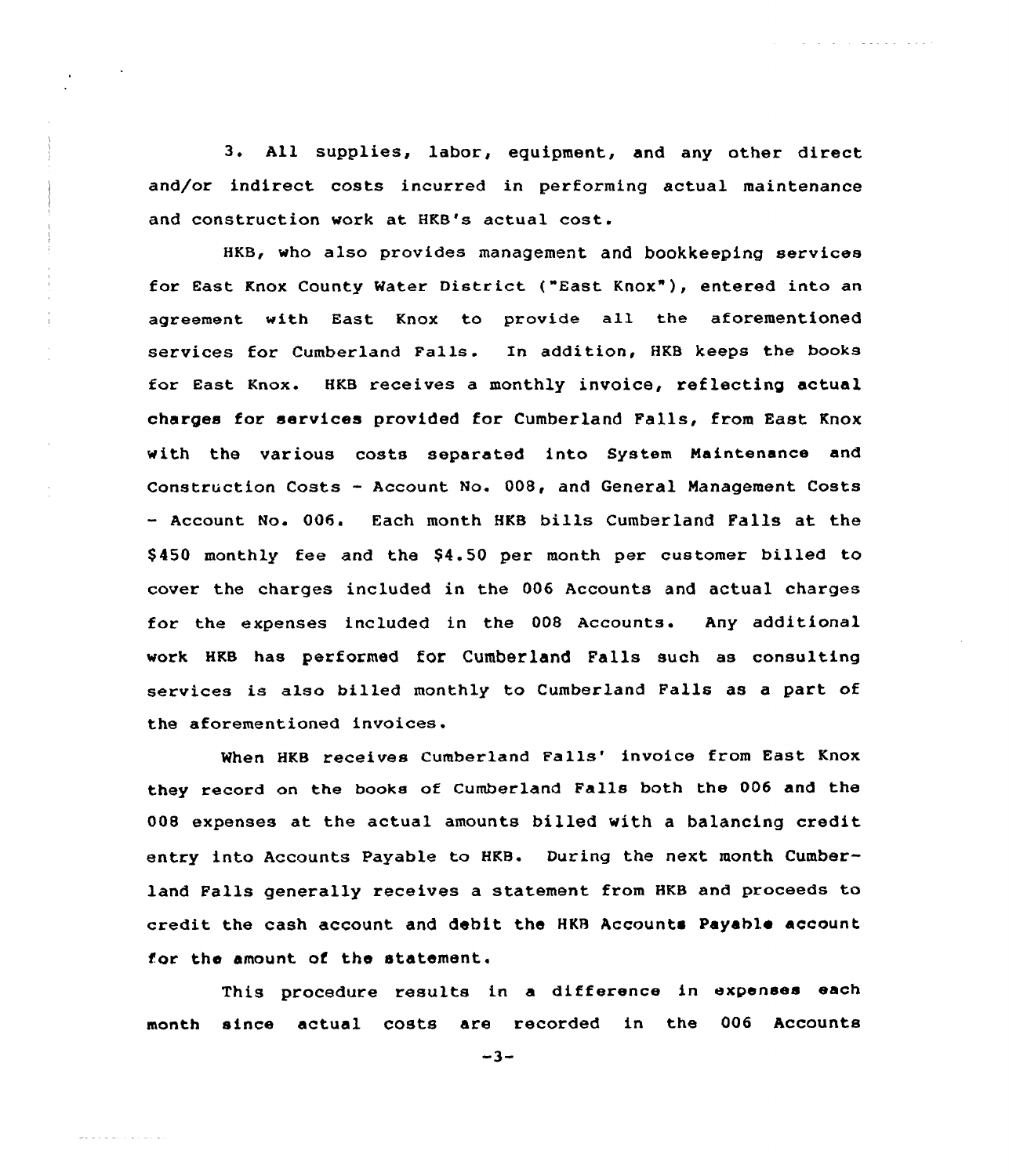3. All supplies, labor, equipment, and any other direct and/or indirect costs incurred in performing actual maintenance and construction work at HKB's actual cost.

HKB, who also provides management and bookkeeping services for East Knox County Water District ("East Knox"), entered into an agreement with East Knox to provide all the aforementioned services for Cumberland Falls. In addition, HKB keeps the books for East Knox. HKB receives a monthly invoice, reflecting actual charges for services provided for Cumberland Falls, from East Knox with the various costs separated into System Maintenance and Construction Costs - Account No. 008, and General Management Costs - Account No. 006. Each month HKB bills Cumberland Falls at the $450 monthly fee and the $4.50 per month per customer billed to cover the charges included in the 006 Accounts and actual charges for the expenses included in the 008 Accounts. Any additional work HKB has performed for Cumberland Falls such as consulting services is also billed monthly to Cumberland Falls as a part of the aforementioned invoices.

When HKB receives Cumberland Falls' invoice from East Knox they record on the books of Cumberland Falls both the 006 and the 008 expenses at the actual amounts billed with a balancing credit entry into Accounts Payable to HKB. During the next month Cumberland Falls generally receives a statement from HKB and proceeds to credit the cash account and debit the HKB Accounts Payable account for the amount of the statement.

This procedure results in a difference in expenses each month since actual costs are recorded in the 006 Accounts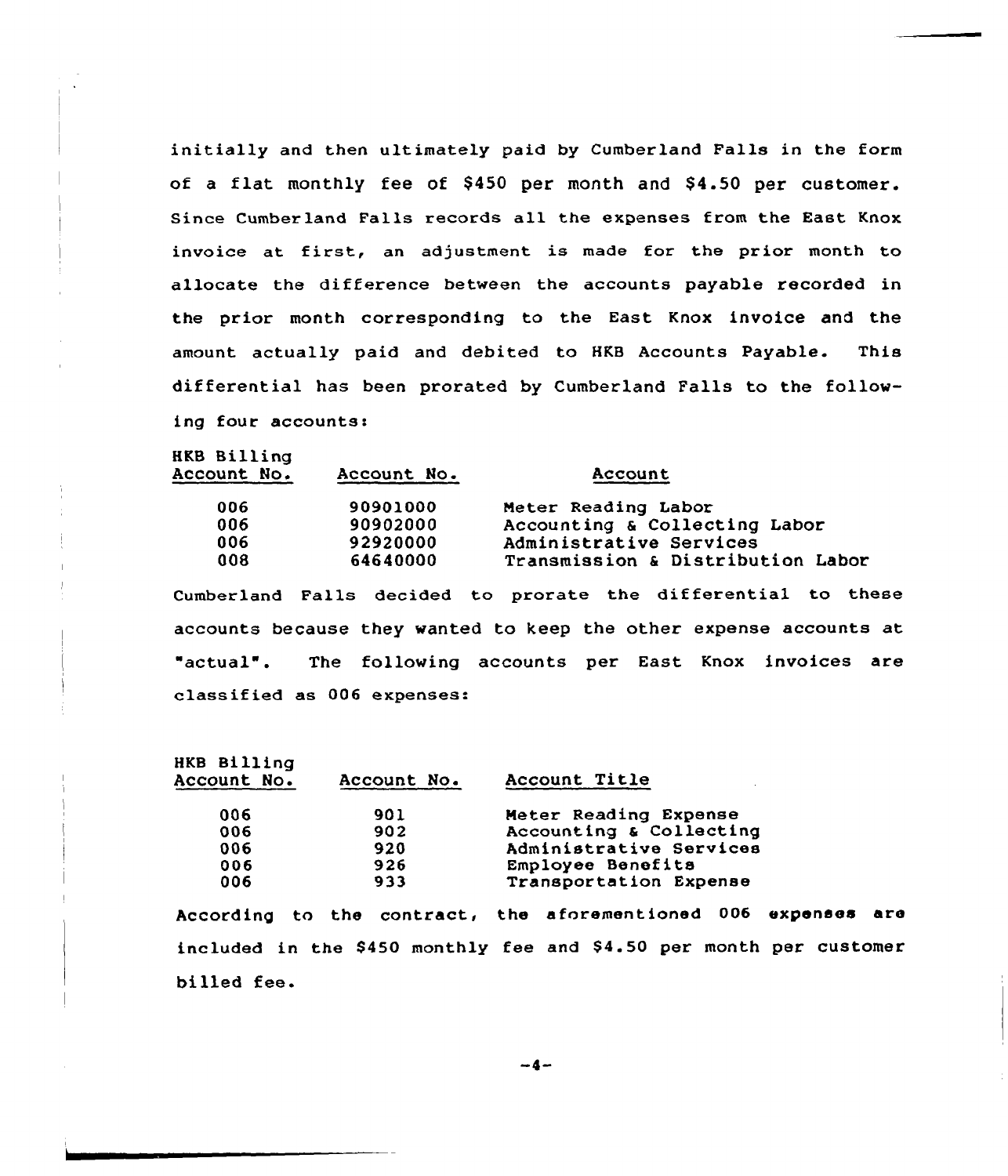initially and then ultimately paid by Cumberland Falls in the form of a flat monthly fee of $450 per month and $4.50 per customer. Since Cumberland Falls records all the expenses from the East Knox invoice at first, an adjustment is made for the prior month to allocate the difference between the accounts payable recorded in the prior month corresponding to the East Knox invoice and the amount actually paid and debited to HKB Accounts Payable. This differential has been prorated by Cumberland Falls to the following four accounts:

| HKB Billing Account No. | Account No. | Account |
|---|---|---|
| 006 | 90901000 | Meter Reading Labor |
| 006 | 90902000 | Accounting & Collecting Labor |
| 006 | 92920000 | Administrative Services |
| 008 | 64640000 | Transmission & Distribution Labor |

Cumberland Falls decided to prorate the differential to these accounts because they wanted to keep the other expense accounts at "actual". The following accounts per East Knox invoices are classified as 006 expenses:

| HKB Billing Account No. | Account No. | Account Title |
|---|---|---|
| 006 | 901 | Meter Reading Expense |
| 006 | 902 | Accounting & Collecting |
| 006 | 920 | Administrative Services |
| 006 | 926 | Employee Benefits |
| 006 | 933 | Transportation Expense |

According to the contract, the aforementioned 006 expenses are included in the $450 monthly fee and $4.50 per month per customer billed fee.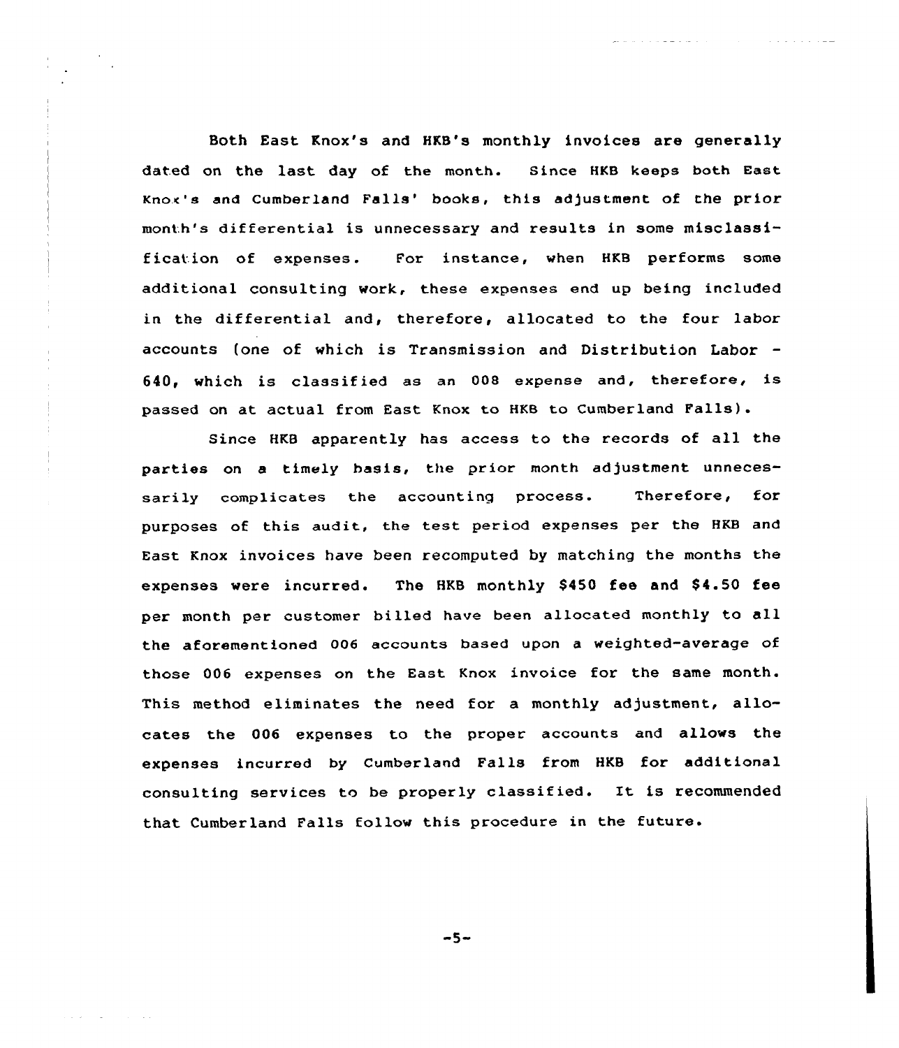Both East Knox's and HKB's monthly invoices are generally dated on the last day of the month. Since HKB keeps both East Knox's and Cumberland Falls' books, this adjustment of the prior month's differential is unnecessary and results in some misclassification of expenses. For instance, when HKB performs some additional consulting work, these expenses end up being included in the differential and, therefore, allocated to the four labor accounts (one of which is Transmission and Distribution Labor - 640, which is classified as an 008 expense and, therefore, is passed on at actual from East Knox to HKB to Cumberland Falls).

Since HKB apparently has access to the records of all the parties on a timely basis, the prior month adjustment unnecessarily complicates the accounting process. Therefore, for purposes of this audit, the test period expenses per the HKB and East Knox invoices have been recomputed by matching the months the expenses were incurred. The HKB monthly $450 fee and $4.50 fee per month per customer billed have been allocated monthly to all the aforementioned 006 accounts based upon a weighted-average of those 006 expenses on the East Knox invoice for the same month. This method eliminates the need for a monthly adjustment, allocates the 006 expenses to the proper accounts and allows the expenses incurred by Cumberland Falls from HKB for additional consulting services to be properly classified. It is recommended that Cumberland Falls follow this procedure in the future.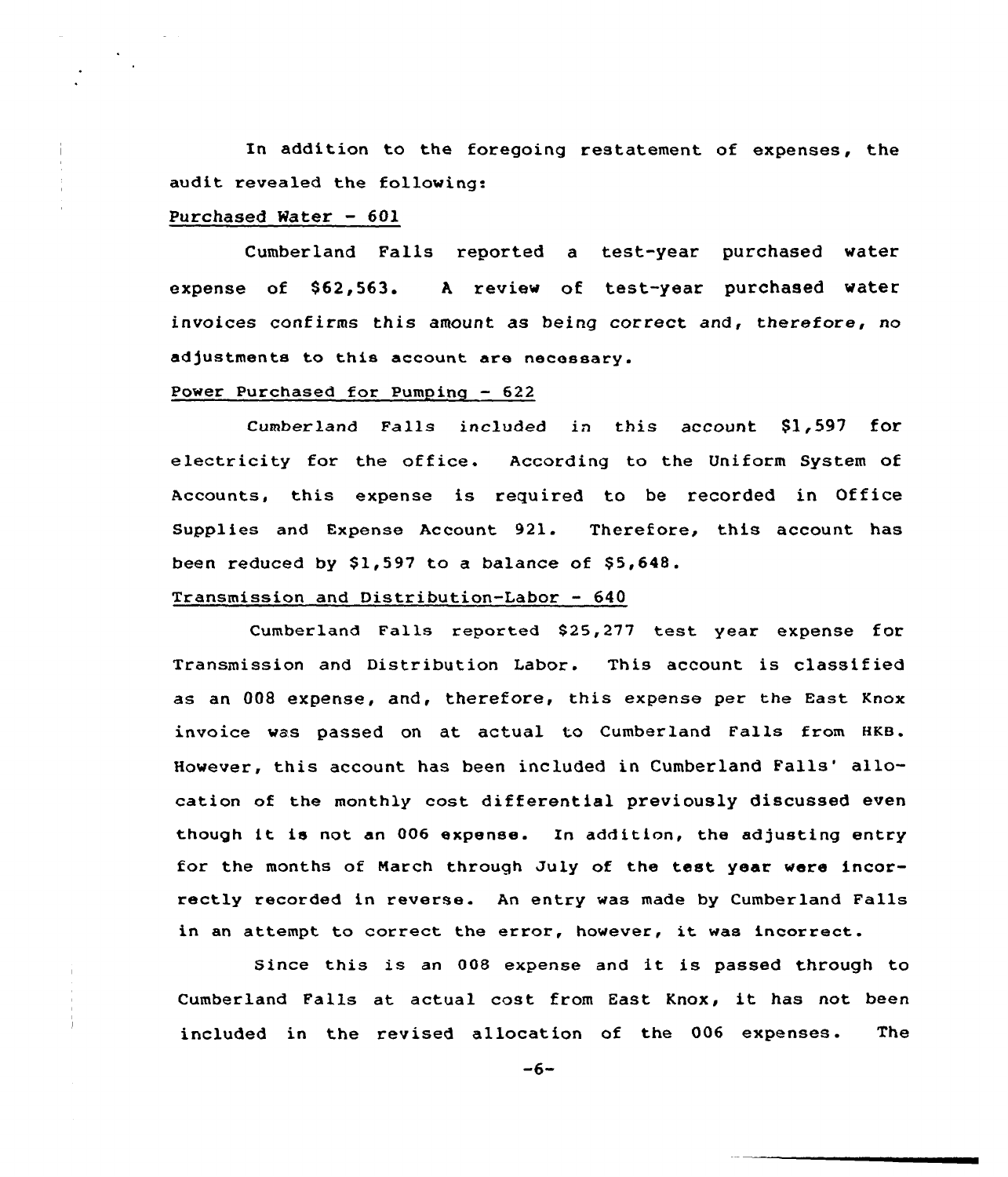In addition to the foregoing restatement of expenses, the audit revealed the following:

Purchased Water - 601

Cumberland Falls reported a test-year purchased water expense of $62,563. A review of test-year purchased water invoices confirms this amount as being correct and, therefore, no adjustments to this account are necessary.

Power Purchased for Pumping - 622

Cumberland Falls included in this account $1,597 for electricity for the office. According to the Uniform System of Accounts, this expense is required to be recorded in Office Supplies and Expense Account 921. Therefore, this account has been reduced by $1,597 to a balance of $5,648.

Transmission and Distribution-Labor - 640

Cumberland Falls reported $25,277 test year expense for Transmission and Distribution Labor. This account is classified as an 008 expense, and, therefore, this expense per the East Knox invoice was passed on at actual to Cumberland Falls from HKB. However, this account has been included in Cumberland Falls' allocation of the monthly cost differential previously discussed even though it is not an 006 expense. In addition, the adjusting entry for the months of March through July of the test year were incorrectly recorded in reverse. An entry was made by Cumberland Falls in an attempt to correct the error, however, it was incorrect.

Since this is an 008 expense and it is passed through to Cumberland Falls at actual cost from East Knox, it has not been included in the revised allocation of the 006 expenses. The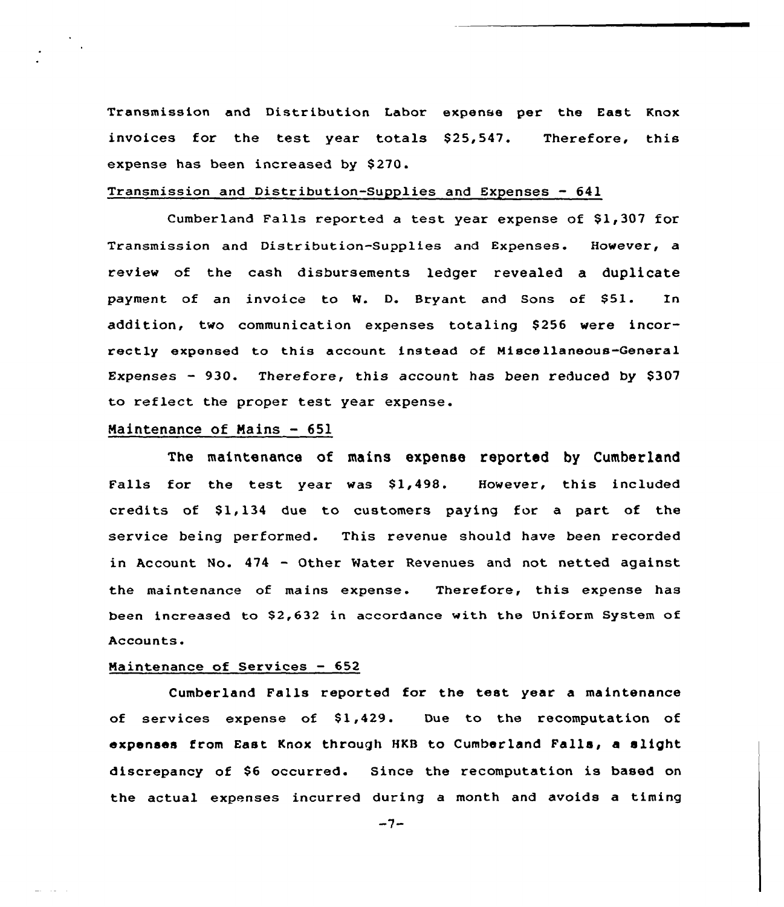Transmission and Distribution Labor expense per the East Knox invoices for the test year totals $25,547. Therefore, this expense has been increased by $270.

Transmission and Distribution-Supplies and Expenses - 641

Cumberland Falls reported a test year expense of $1,307 for Transmission and Distribution-Supplies and Expenses. However, a review of the cash disbursements ledger revealed a duplicate payment of an invoice to W. D. Bryant and Sons of $51. In addition, two communication expenses totaling $256 were incorrectly expensed to this account instead of Miscellaneous-General Expenses - 930. Therefore, this account has been reduced by $307 to reflect the proper test year expense.

Maintenance of Mains - 651

The maintenance of mains expense reported by Cumberland Falls for the test year was $1,498. However, this included credits of $1,134 due to customers paying for a part of the service being performed. This revenue should have been recorded in Account No. 474 - Other Water Revenues and not netted against the maintenance of mains expense. Therefore, this expense has been increased to $2,632 in accordance with the Uniform System of Accounts.

Maintenance of Services - 652

Cumberland Falls reported for the test year a maintenance of services expense of $1,429. Due to the recomputation of expenses from East Knox through HKB to Cumberland Falls, a slight discrepancy of $6 occurred. Since the recomputation is based on the actual expenses incurred during a month and avoids a timing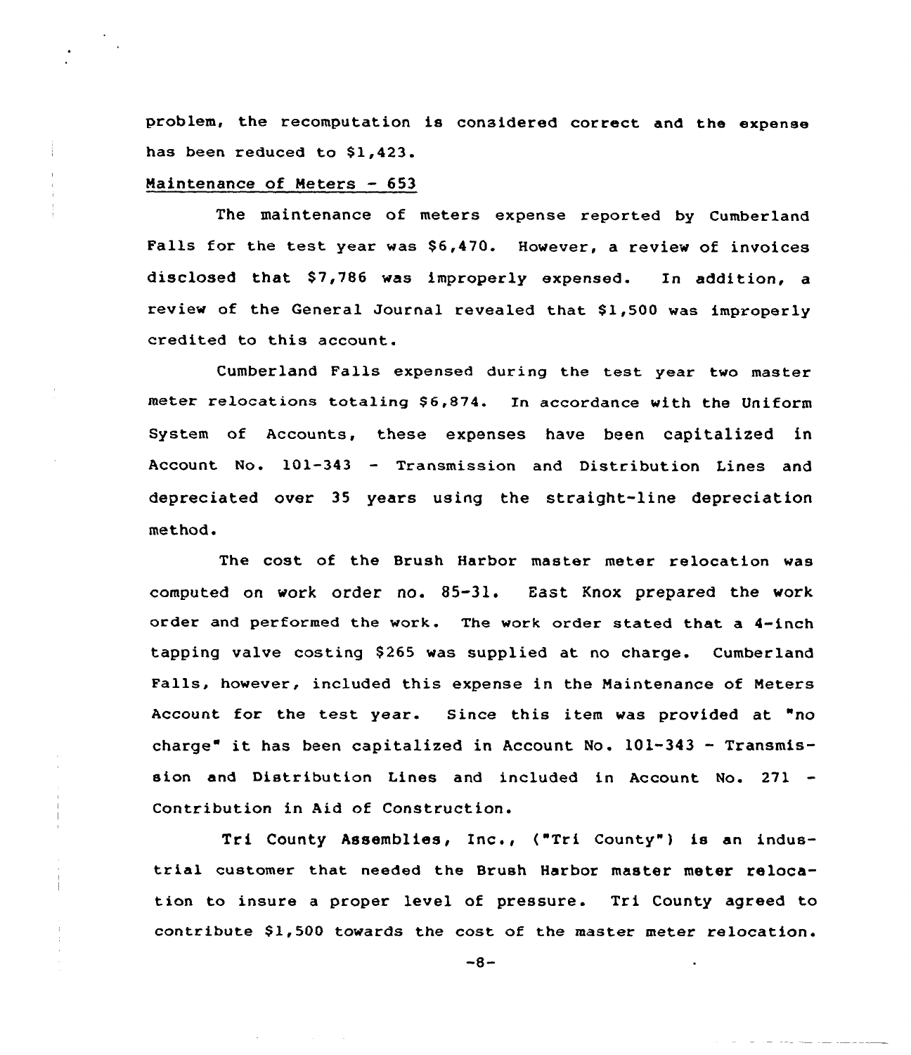problem, the recomputation is considered correct and the expense has been reduced to $1,423.

Maintenance of Meters - 653

The maintenance of meters expense reported by Cumberland Falls for the test year was $6,470. However, a review of invoices disclosed that $7,786 was improperly expensed. In addition, a review of the General Journal revealed that $1,500 was improperly credited to this account.

Cumberland Falls expensed during the test year two master meter relocations totaling $6,874. In accordance with the Uniform System of Accounts, these expenses have been capitalized in Account No. 101-343 - Transmission and Distribution Lines and depreciated over 35 years using the straight-line depreciation method.

The cost of the Brush Harbor master meter relocation was computed on work order no. 85-31. East Knox prepared the work order and performed the work. The work order stated that a 4-inch tapping valve costing $265 was supplied at no charge. Cumberland Falls, however, included this expense in the Maintenance of Meters Account for the test year. Since this item was provided at "no charge" it has been capitalized in Account No. 101-343 - Transmission and Distribution Lines and included in Account No. 271 - Contribution in Aid of Construction.

Tri County Assemblies, Inc., ("Tri County") is an industrial customer that needed the Brush Harbor master meter relocation to insure a proper level of pressure. Tri County agreed to contribute $1,500 towards the cost of the master meter relocation.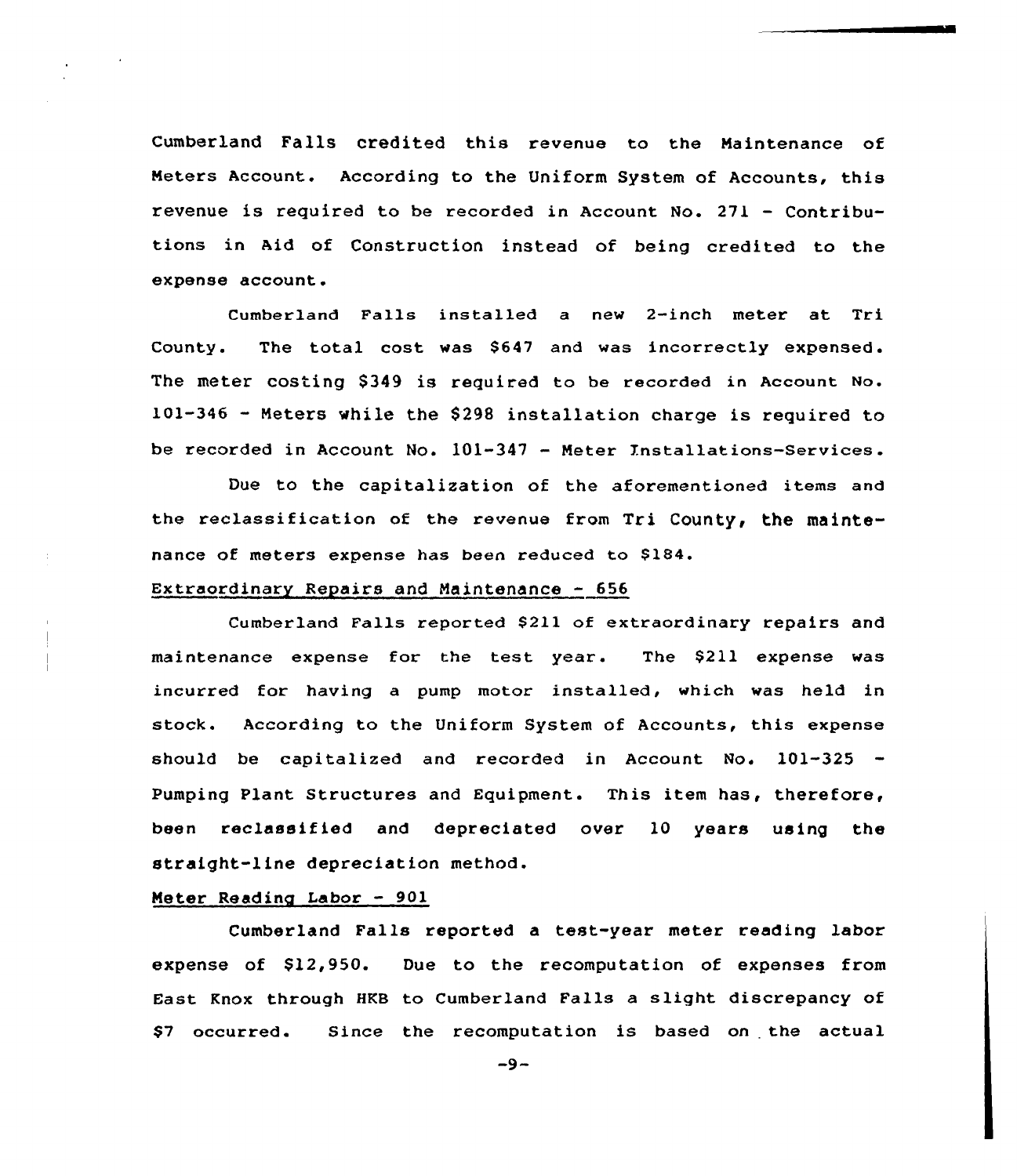Cumberland Falls credited this revenue to the Maintenance of Meters Account. According to the Uniform System of Accounts, this revenue is required to be recorded in Account No. 271 - Contributions in Aid of Construction instead of being credited to the expense account.

Cumberland Falls installed a new 2-inch meter at Tri County. The total cost was $647 and was incorrectly expensed. The meter costing $349 is required to be recorded in Account No. 101-346 - Meters while the $298 installation charge is required to be recorded in Account No. 101-347 - Meter Installations-Services.

Due to the capitalization of the aforementioned items and the reclassification of the revenue from Tri County, the maintenance of meters expense has been reduced to $184.

Extraordinary Repairs and Maintenance - 656

Cumberland Falls reported $211 of extraordinary repairs and maintenance expense for the test year. The $211 expense was incurred for having a pump motor installed, which was held in stock. According to the Uniform System of Accounts, this expense should be capitalized and recorded in Account No. 101-325 - Pumping Plant Structures and Equipment. This item has, therefore, been reclassified and depreciated over 10 years using the straight-line depreciation method.

Meter Reading Labor - 901

Cumberland Falls reported a test-year meter reading labor expense of $12,950. Due to the recomputation of expenses from East Knox through HKB to Cumberland Falls a slight discrepancy of $7 occurred. Since the recomputation is based on the actual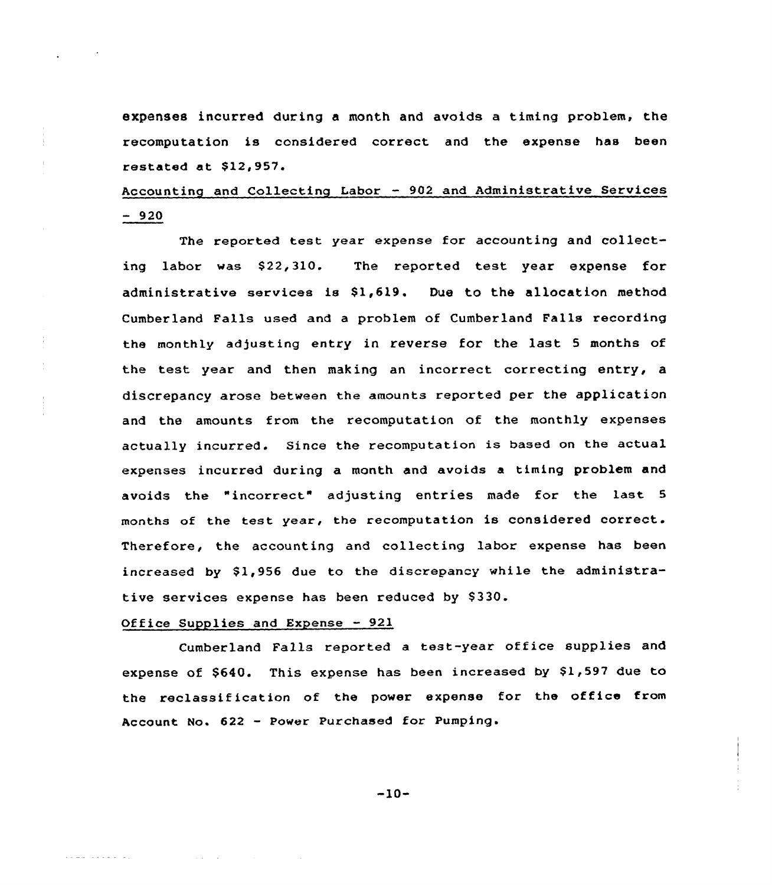expenses incurred during a month and avoids a timing problem, the recomputation is considered correct and the expense has been restated at $12,957.

Accounting and Collecting Labor - 902 and Administrative Services - 920

The reported test year expense for accounting and collecting labor was $22,310. The reported test year expense for administrative services is $1,619. Due to the allocation method Cumberland Falls used and a problem of Cumberland Falls recording the monthly adjusting entry in reverse for the last 5 months of the test year and then making an incorrect correcting entry, a discrepancy arose between the amounts reported per the application and the amounts from the recomputation of the monthly expenses actually incurred. Since the recomputation is based on the actual expenses incurred during a month and avoids a timing problem and avoids the "incorrect" adjusting entries made for the last 5 months of the test year, the recomputation is considered correct. Therefore, the accounting and collecting labor expense has been increased by $1,956 due to the discrepancy while the administrative services expense has been reduced by $330.

Office Supplies and Expense - 921

Cumberland Falls reported a test-year office supplies and expense of $640. This expense has been increased by $1,597 due to the reclassification of the power expense for the office from Account No. 622 - Power Purchased for Pumping.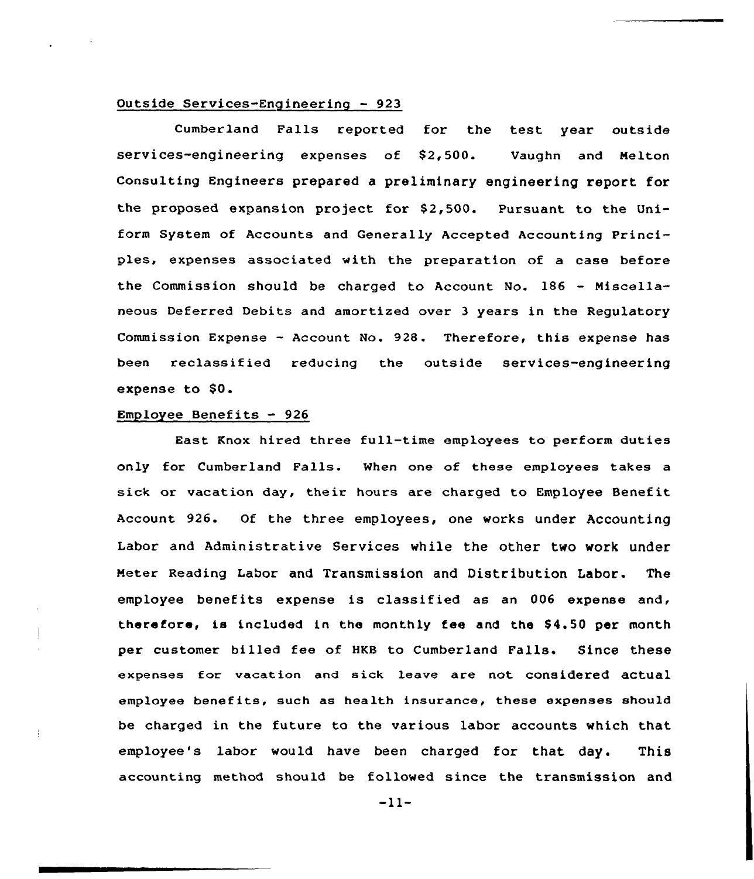Outside Services-Engineering - 923

Cumberland Falls reported for the test year outside services-engineering expenses of $2,500. Vaughn and Melton Consulting Engineers prepared a preliminary engineering report for the proposed expansion project for $2,500. Pursuant to the Uniform System of Accounts and Generally Accepted Accounting Principles, expenses associated with the preparation of a case before the Commission should be charged to Account No. 186 - Miscellaneous Deferred Debits and amortized over 3 years in the Regulatory Commission Expense - Account No. 928. Therefore, this expense has been reclassified reducing the outside services-engineering expense to $0.

Employee Benefits - 926

East Knox hired three full-time employees to perform duties only for Cumberland Falls. When one of these employees takes a sick or vacation day, their hours are charged to Employee Benefit Account 926. Of the three employees, one works under Accounting Labor and Administrative Services while the other two work under Meter Reading Labor and Transmission and Distribution Labor. The employee benefits expense is classified as an 006 expense and, therefore, is included in the monthly fee and the $4.50 per month per customer billed fee of HKB to Cumberland Falls. Since these expenses for vacation and sick leave are not considered actual employee benefits, such as health insurance, these expenses should be charged in the future to the various labor accounts which that employee's labor would have been charged for that day. This accounting method should be followed since the transmission and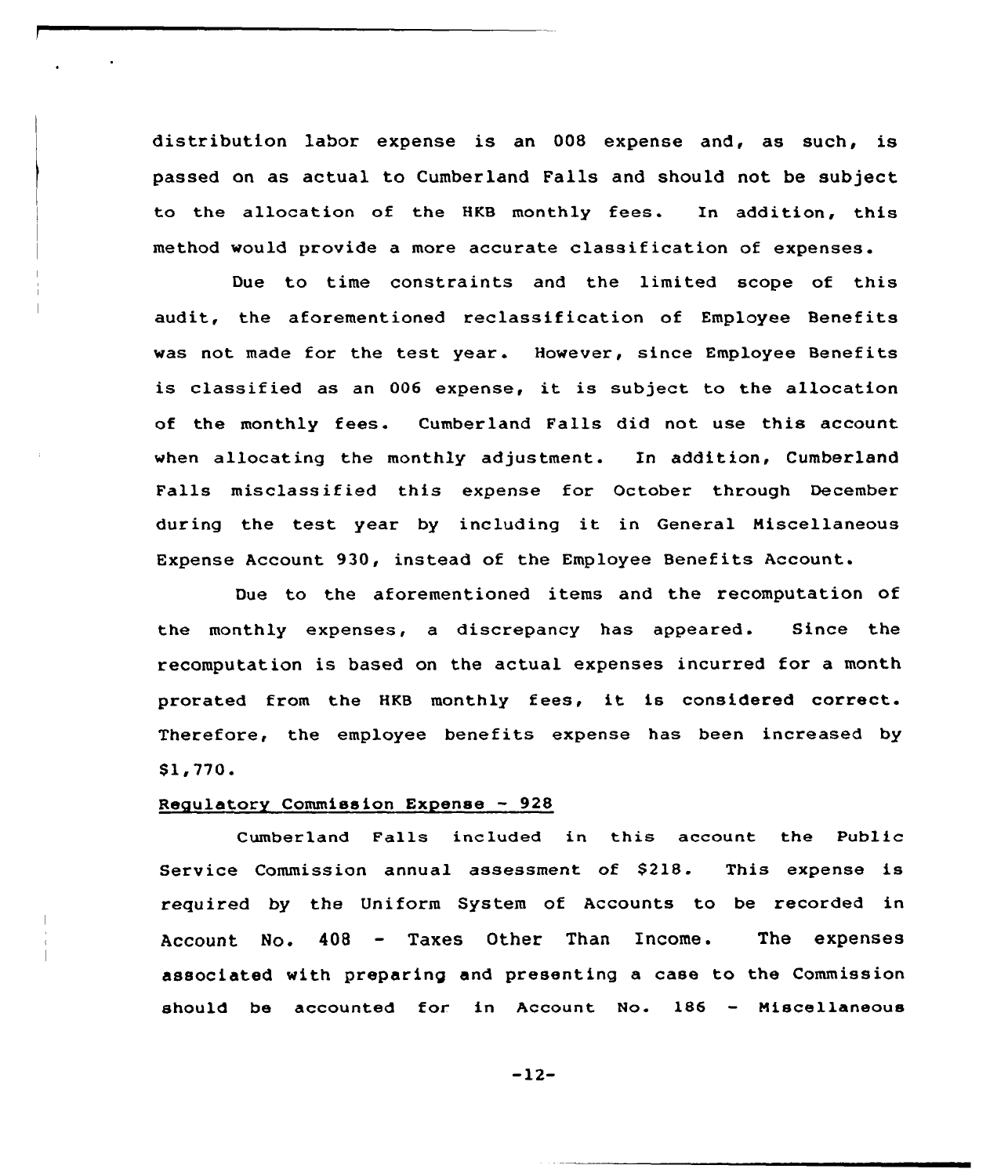distribution labor expense is an 008 expense and, as such, is passed on as actual to Cumberland Falls and should not be subject to the allocation of the HKB monthly fees. In addition, this method would provide a more accurate classification of expenses.

Due to time constraints and the limited scope of this audit, the aforementioned reclassification of Employee Benefits was not made for the test year. However, since Employee Benefits is classified as an 006 expense, it is subject to the allocation of the monthly fees. Cumberland Falls did not use this account when allocating the monthly adjustment. In addition, Cumberland Falls misclassified this expense for October through December during the test year by including it in General Miscellaneous Expense Account 930, instead of the Employee Benefits Account.

Due to the aforementioned items and the recomputation of the monthly expenses, a discrepancy has appeared. Since the recomputation is based on the actual expenses incurred for a month prorated from the HKB monthly fees, it is considered correct. Therefore, the employee benefits expense has been increased by $1,770.

Regulatory Commission Expense - 928

Cumberland Falls included in this account the Public Service Commission annual assessment of $218. This expense is required by the Uniform System of Accounts to be recorded in Account No. 408 - Taxes Other Than Income. The expenses associated with preparing and presenting a case to the Commission should be accounted for in Account No. 186 - Miscellaneous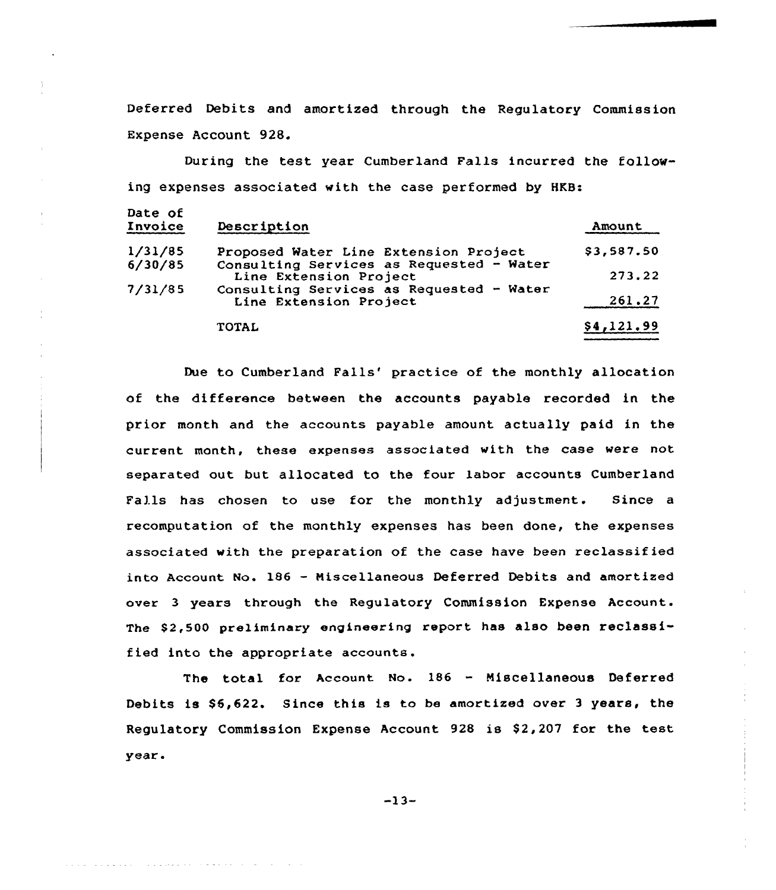Deferred Debits and amortized through the Regulatory Commission Expense Account 928.

During the test year Cumberland Falls incurred the following expenses associated with the case performed by HKB:

| Date of Invoice | Description | Amount |
|---|---|---|
| 1/31/85 | Proposed Water Line Extension Project | $3,587.50 |
| 6/30/85 | Consulting Services as Requested - Water Line Extension Project | 273.22 |
| 7/31/85 | Consulting Services as Requested - Water Line Extension Project | 261.27 |
| | TOTAL | $4,121.99 |

Due to Cumberland Falls' practice of the monthly allocation of the difference between the accounts payable recorded in the prior month and the accounts payable amount actually paid in the current month, these expenses associated with the case were not separated out but allocated to the four labor accounts Cumberland Falls has chosen to use for the monthly adjustment. Since a recomputation of the monthly expenses has been done, the expenses associated with the preparation of the case have been reclassified into Account No. 186 - Miscellaneous Deferred Debits and amortized over 3 years through the Regulatory Commission Expense Account. The $2,500 preliminary engineering report has also been reclassified into the appropriate accounts.

The total for Account No. 186 - Miscellaneous Deferred Debits is $6,622. Since this is to be amortized over 3 years, the Regulatory Commission Expense Account 928 is $2,207 for the test year.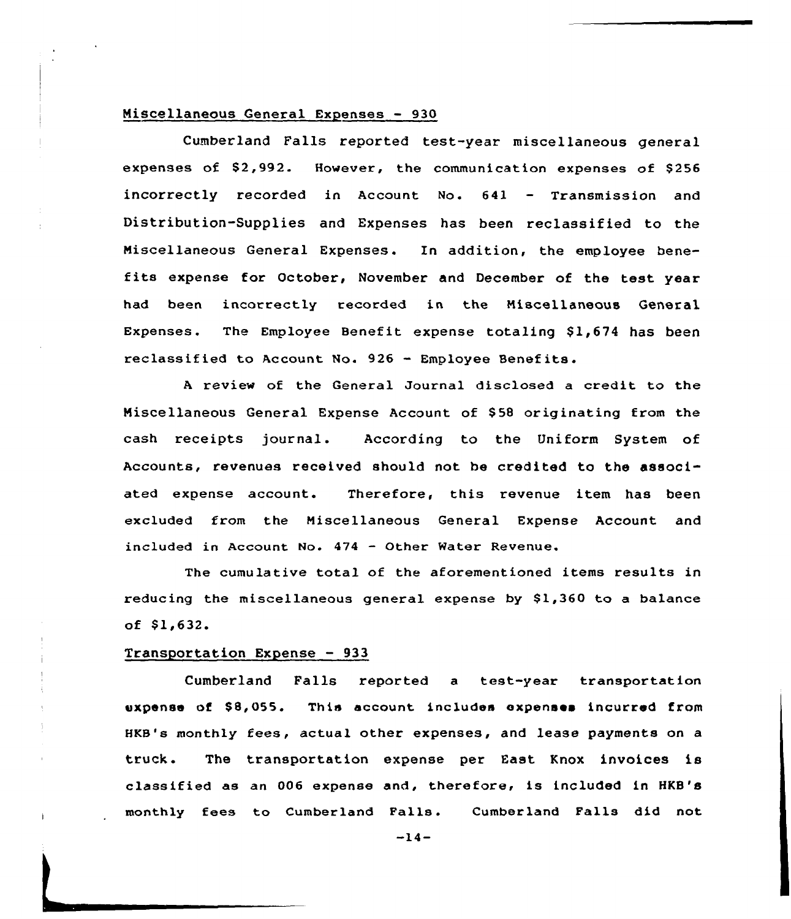Miscellaneous General Expenses - 930

Cumberland Falls reported test-year miscellaneous general expenses of $2,992. However, the communication expenses of $256 incorrectly recorded in Account No. 641 - Transmission and Distribution-Supplies and Expenses has been reclassified to the Miscellaneous General Expenses. In addition, the employee benefits expense for October, November and December of the test year had been incorrectly recorded in the Miscellaneous General Expenses. The Employee Benefit expense totaling $1,674 has been reclassified to Account No. 926 - Employee Benefits.

A review of the General Journal disclosed a credit to the Miscellaneous General Expense Account of $58 originating from the cash receipts journal. According to the Uniform System of Accounts, revenues received should not be credited to the associated expense account. Therefore, this revenue item has been excluded from the Miscellaneous General Expense Account and included in Account No. 474 - Other Water Revenue.

The cumulative total of the aforementioned items results in reducing the miscellaneous general expense by $1,360 to a balance of $1,632.

Transportation Expense - 933

Cumberland Falls reported a test-year transportation expense of $8,055. This account includes expenses incurred from HKB's monthly fees, actual other expenses, and lease payments on a truck. The transportation expense per East Knox invoices is classified as an 006 expense and, therefore, is included in HKB's monthly fees to Cumberland Falls. Cumberland Falls did not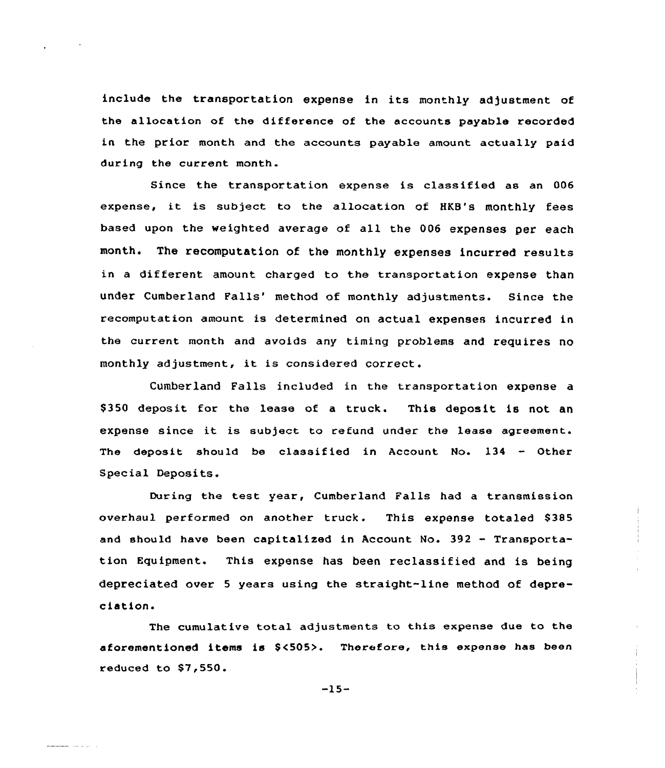include the transportation expense in its monthly adjustment of the allocation of the difference of the accounts payable recorded in the prior month and the accounts payable amount actually paid during the current month.

Since the transportation expense is classified as an 006 expense, it is subject to the allocation of HKB's monthly fees based upon the weighted average of all the 006 expenses per each month. The recomputation of the monthly expenses incurred results in a different amount charged to the transportation expense than under Cumberland Falls' method of monthly adjustments. Since the recomputation amount is determined on actual expenses incurred in the current month and avoids any timing problems and requires no monthly adjustment, it is considered correct.

Cumberland Falls included in the transportation expense a $350 deposit for the lease of a truck. This deposit is not an expense since it is subject to refund under the lease agreement. The deposit should be classified in Account No. 134 - Other Special Deposits.

During the test year, Cumberland Falls had a transmission overhaul performed on another truck. This expense totaled $385 and should have been capitalized in Account No. 392 - Transportation Equipment. This expense has been reclassified and is being depreciated over 5 years using the straight-line method of depreciation.

The cumulative total adjustments to this expense due to the aforementioned items is $<505>. Therefore, this expense has been reduced to $7,550.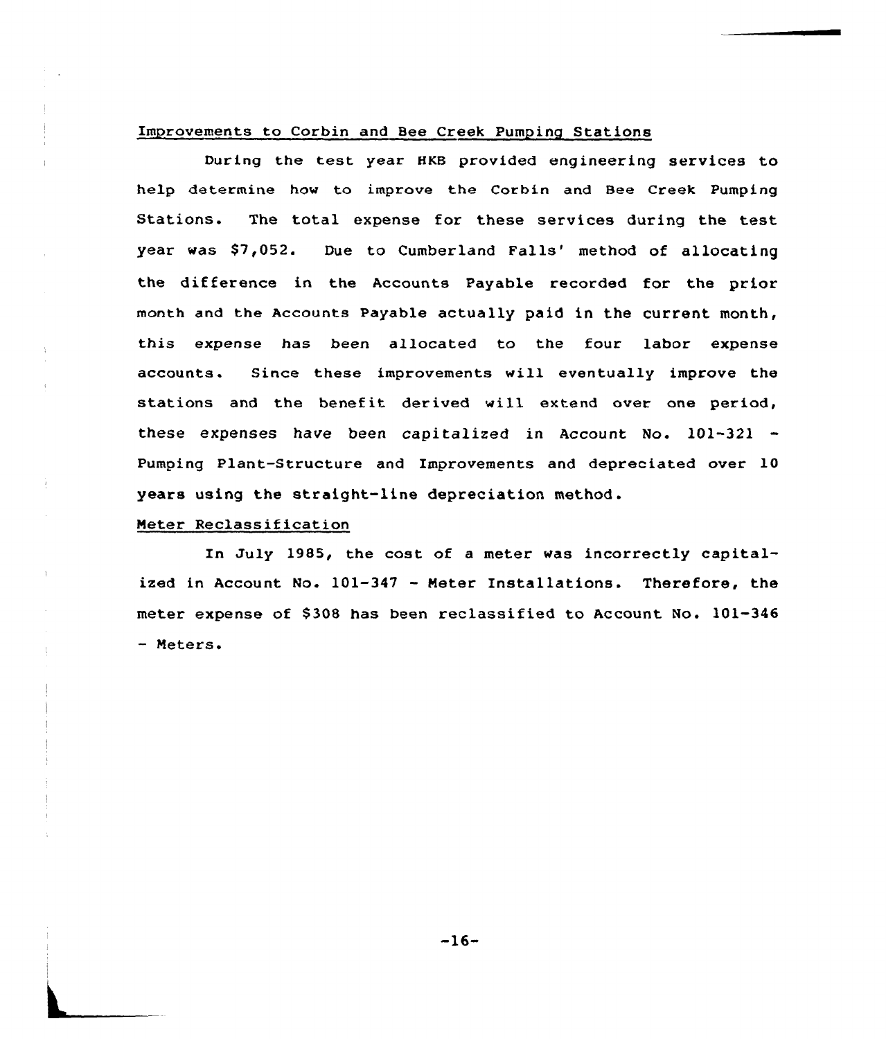<u>Improvements to Corbin and Bee Creek Pumping Stations</u>

During the test year HKB provided engineering services to help determine how to improve the Corbin and Bee Creek Pumping Stations. The total expense for these services during the test year was $7,052. Due to Cumberland Falls' method of allocating the difference in the Accounts Payable recorded for the prior month and the Accounts Payable actually paid in the current month, this expense has been allocated to the four labor expense accounts. Since these improvements will eventually improve the stations and the benefit derived will extend over one period, these expenses have been capitalized in Account No. 101-321 - Pumping Plant-Structure and Improvements and depreciated over 10 years using the straight-line depreciation method.

<u>Meter Reclassification</u>

In July 1985, the cost of a meter was incorrectly capitalized in Account No. 101-347 - Meter Installations. Therefore, the meter expense of $308 has been reclassified to Account No. 101-346 - Meters.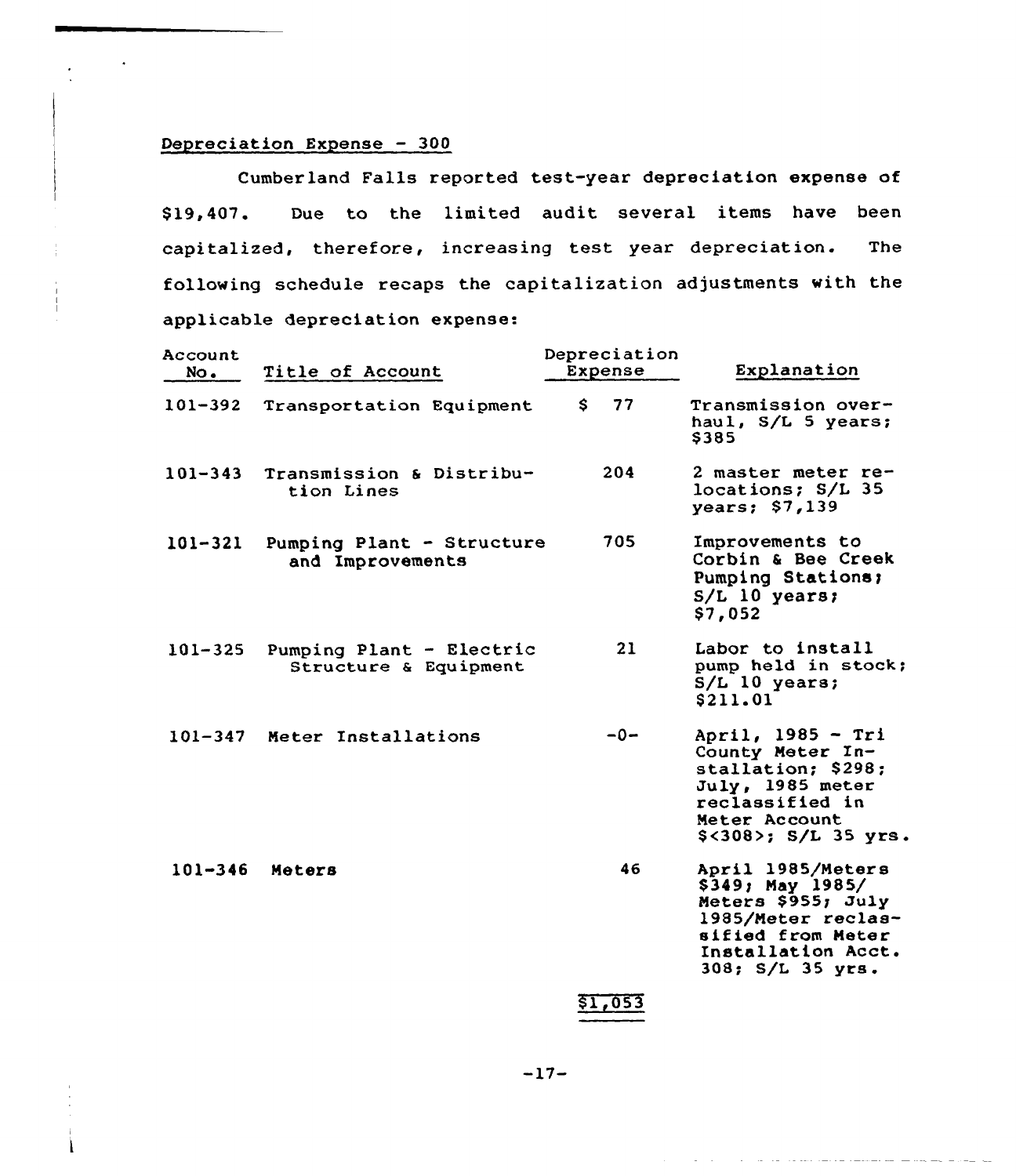Depreciation Expense - 300

Cumberland Falls reported test-year depreciation expense of $19,407. Due to the limited audit several items have been capitalized, therefore, increasing test year depreciation. The following schedule recaps the capitalization adjustments with the applicable depreciation expense:

| Account No. | Title of Account | Depreciation Expense | Explanation |
|---|---|---|---|
| 101-392 | Transportation Equipment | $ 77 | Transmission overhaul, S/L 5 years; $385 |
| 101-343 | Transmission & Distribution Lines | 204 | 2 master meter relocations; S/L 35 years; $7,139 |
| 101-321 | Pumping Plant - Structure and Improvements | 705 | Improvements to Corbin & Bee Creek Pumping Stations; S/L 10 years; $7,052 |
| 101-325 | Pumping Plant - Electric Structure & Equipment | 21 | Labor to install pump held in stock; S/L 10 years; $211.01 |
| 101-347 | Meter Installations | -0- | April, 1985 - Tri County Meter Installation; $298; July, 1985 meter reclassified in Meter Account $<308>; S/L 35 yrs. |
| 101-346 | Meters | 46 | April 1985/Meters $349; May 1985/ Meters $955; July 1985/Meter reclassified from Meter Installation Acct. 308; S/L 35 yrs. |
| | | $1,053 | |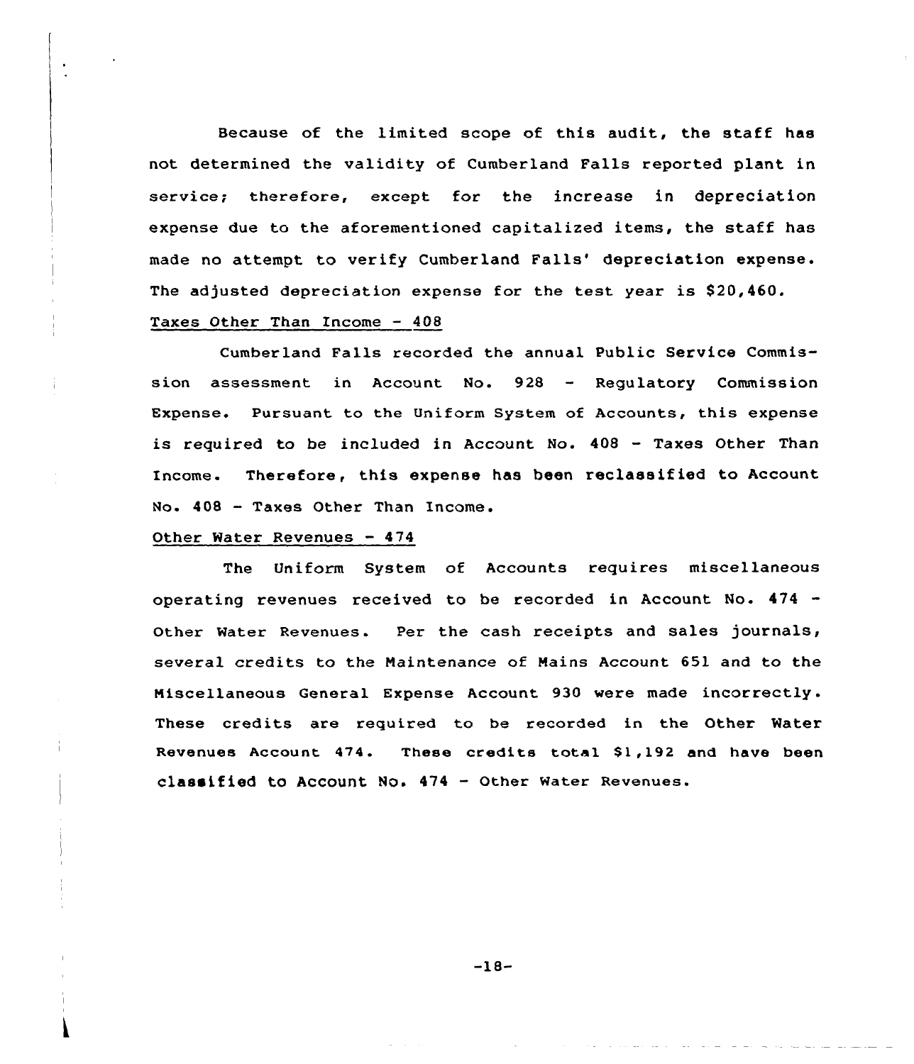Because of the limited scope of this audit, the staff has not determined the validity of Cumberland Falls reported plant in service; therefore, except for the increase in depreciation expense due to the aforementioned capitalized items, the staff has made no attempt to verify Cumberland Falls' depreciation expense. The adjusted depreciation expense for the test year is $20,460.

Taxes Other Than Income - 408

Cumberland Falls recorded the annual Public Service Commission assessment in Account No. 928 - Regulatory Commission Expense. Pursuant to the Uniform System of Accounts, this expense is required to be included in Account No. 408 - Taxes Other Than Income. Therefore, this expense has been reclassified to Account No. 408 - Taxes Other Than Income.

Other Water Revenues - 474

The Uniform System of Accounts requires miscellaneous operating revenues received to be recorded in Account No. 474 - Other Water Revenues. Per the cash receipts and sales journals, several credits to the Maintenance of Mains Account 651 and to the Miscellaneous General Expense Account 930 were made incorrectly. These credits are required to be recorded in the Other Water Revenues Account 474. These credits total $1,192 and have been classified to Account No. 474 - Other Water Revenues.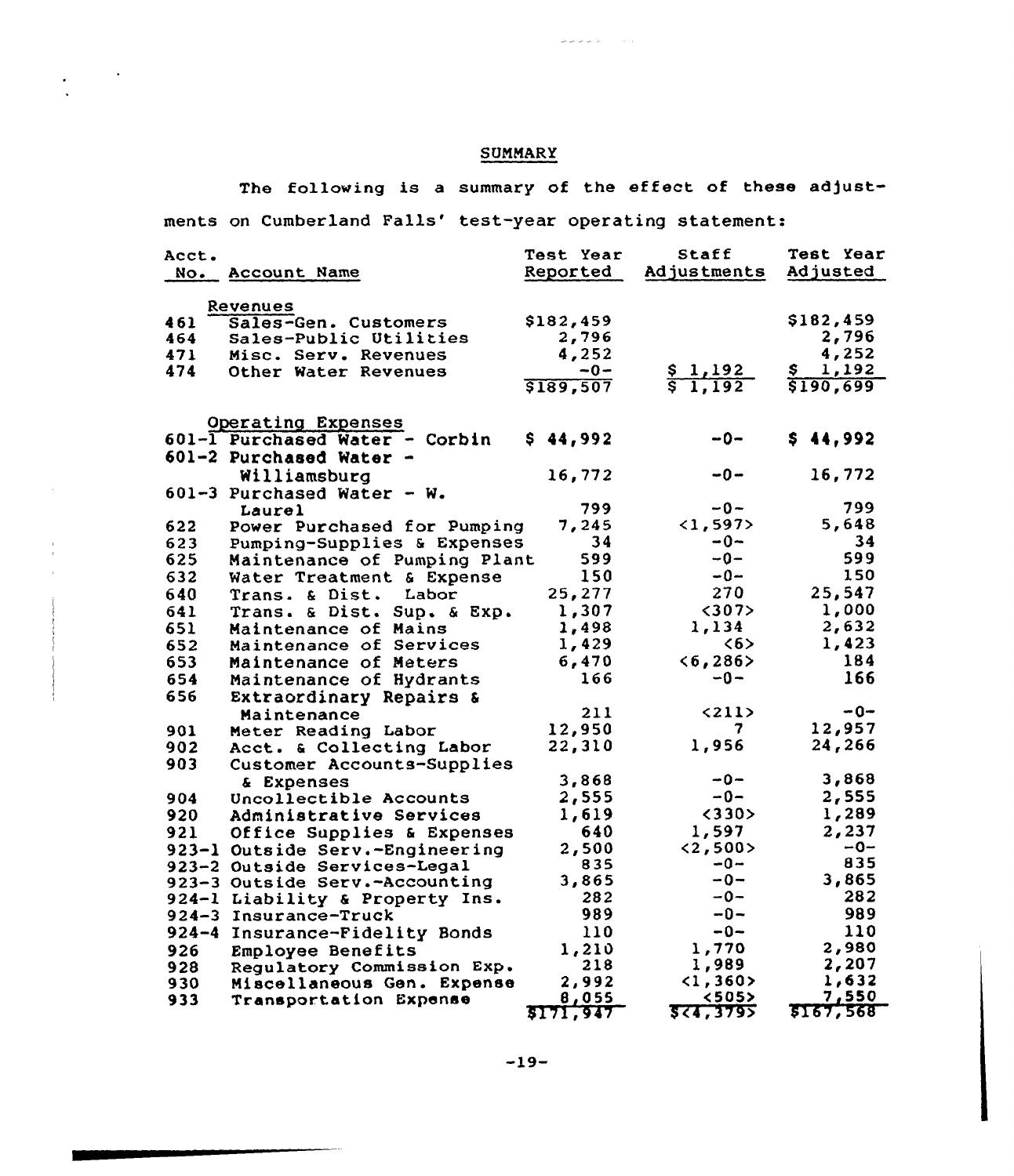## SUMMARY

The following is a summary of the effect of these adjustments on Cumberland Falls' test-year operating statement:

| Acct. No. | Account Name | Test Year Reported | Staff Adjustments | Test Year Adjusted |
|---|---|---|---|---|
| | Revenues | | | |
| 461 | Sales-Gen. Customers | $182,459 | | $182,459 |
| 464 | Sales-Public Utilities | 2,796 | | 2,796 |
| 471 | Misc. Serv. Revenues | 4,252 | | 4,252 |
| 474 | Other Water Revenues | -0- | $ 1,192 | $ 1,192 |
| | | $189,507 | $ 1,192 | $190,699 |
| | Operating Expenses | | | |
| 601-1 | Purchased Water - Corbin | $ 44,992 | -0- | $ 44,992 |
| 601-2 | Purchased Water - Williamsburg | 16,772 | -0- | 16,772 |
| 601-3 | Purchased Water - W. Laurel | 799 | -0- | 799 |
| 622 | Power Purchased for Pumping | 7,245 | <1,597> | 5,648 |
| 623 | Pumping-Supplies & Expenses | 34 | -0- | 34 |
| 625 | Maintenance of Pumping Plant | 599 | -0- | 599 |
| 632 | Water Treatment & Expense | 150 | -0- | 150 |
| 640 | Trans. & Dist. Labor | 25,277 | 270 | 25,547 |
| 641 | Trans. & Dist. Sup. & Exp. | 1,307 | <307> | 1,000 |
| 651 | Maintenance of Mains | 1,498 | 1,134 | 2,632 |
| 652 | Maintenance of Services | 1,429 | <6> | 1,423 |
| 653 | Maintenance of Meters | 6,470 | <6,286> | 184 |
| 654 | Maintenance of Hydrants | 166 | -0- | 166 |
| 656 | Extraordinary Repairs & Maintenance | 211 | <211> | -0- |
| 901 | Meter Reading Labor | 12,950 | 7 | 12,957 |
| 902 | Acct. & Collecting Labor | 22,310 | 1,956 | 24,266 |
| 903 | Customer Accounts-Supplies & Expenses | 3,868 | -0- | 3,868 |
| 904 | Uncollectible Accounts | 2,555 | -0- | 2,555 |
| 920 | Administrative Services | 1,619 | <330> | 1,289 |
| 921 | Office Supplies & Expenses | 640 | 1,597 | 2,237 |
| 923-1 | Outside Serv.-Engineering | 2,500 | <2,500> | -0- |
| 923-2 | Outside Services-Legal | 835 | -0- | 835 |
| 923-3 | Outside Serv.-Accounting | 3,865 | -0- | 3,865 |
| 924-1 | Liability & Property Ins. | 282 | -0- | 282 |
| 924-3 | Insurance-Truck | 989 | -0- | 989 |
| 924-4 | Insurance-Fidelity Bonds | 110 | -0- | 110 |
| 926 | Employee Benefits | 1,210 | 1,770 | 2,980 |
| 928 | Regulatory Commission Exp. | 218 | 1,989 | 2,207 |
| 930 | Miscellaneous Gen. Expense | 2,992 | <1,360> | 1,632 |
| 933 | Transportation Expense | 8,055 | <505> | 7,550 |
| | | $171,947 | $<4,379> | $167,568 |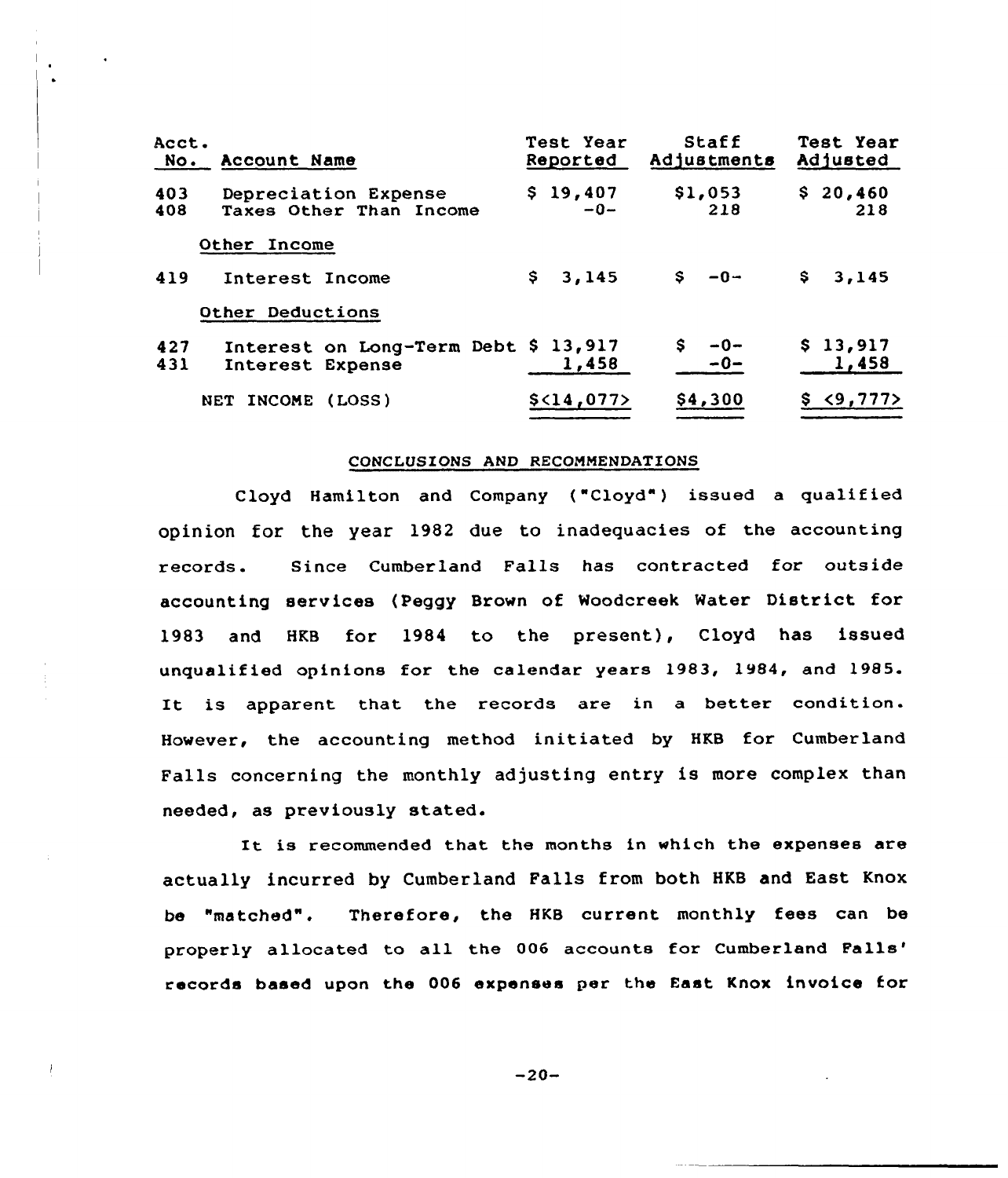| Acct. No. | Account Name | Test Year Reported | Staff Adjustments | Test Year Adjusted |
|---|---|---|---|---|
| 403 | Depreciation Expense | $ 19,407 | $1,053 | $ 20,460 |
| 408 | Taxes Other Than Income | -0- | 218 | 218 |
| | Other Income | | | |
| 419 | Interest Income | $ 3,145 | $ -0- | $ 3,145 |
| | Other Deductions | | | |
| 427 | Interest on Long-Term Debt | $ 13,917 | $ -0- | $ 13,917 |
| 431 | Interest Expense | 1,458 | -0- | 1,458 |
| | NET INCOME (LOSS) | $<14,077> | $4,300 | $ <9,777> |

## CONCLUSIONS AND RECOMMENDATIONS

Cloyd Hamilton and Company ("Cloyd") issued a qualified opinion for the year 1982 due to inadequacies of the accounting records. Since Cumberland Falls has contracted for outside accounting services (Peggy Brown of Woodcreek Water District for 1983 and HKB for 1984 to the present), Cloyd has issued unqualified opinions for the calendar years 1983, 1984, and 1985. It is apparent that the records are in a better condition. However, the accounting method initiated by HKB for Cumberland Falls concerning the monthly adjusting entry is more complex than needed, as previously stated.

It is recommended that the months in which the expenses are actually incurred by Cumberland Falls from both HKB and East Knox be "matched". Therefore, the HKB current monthly fees can be properly allocated to all the 006 accounts for Cumberland Falls' records based upon the 006 expenses per the East Knox invoice for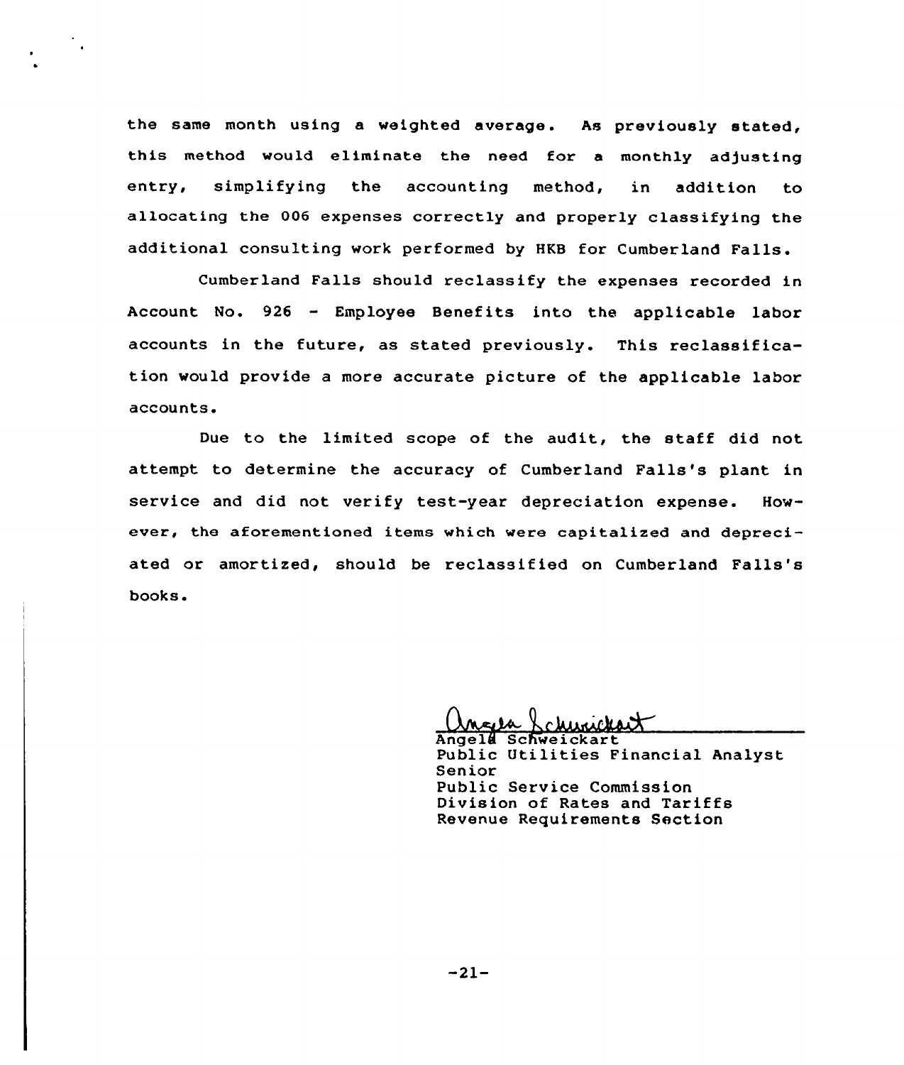the same month using a weighted average. As previously stated, this method would eliminate the need for a monthly adjusting entry, simplifying the accounting method, in addition to allocating the 006 expenses correctly and properly classifying the additional consulting work performed by HKB for Cumberland Falls.

Cumberland Falls should reclassify the expenses recorded in Account No. 926 - Employee Benefits into the applicable labor accounts in the future, as stated previously. This reclassification would provide a more accurate picture of the applicable labor accounts.

Due to the limited scope of the audit, the staff did not attempt to determine the accuracy of Cumberland Falls's plant in service and did not verify test-year depreciation expense. However, the aforementioned items which were capitalized and depreciated or amortized, should be reclassified on Cumberland Falls's books.

Angela Schweickart
Public Utilities Financial Analyst Senior
Public Service Commission
Division of Rates and Tariffs
Revenue Requirements Section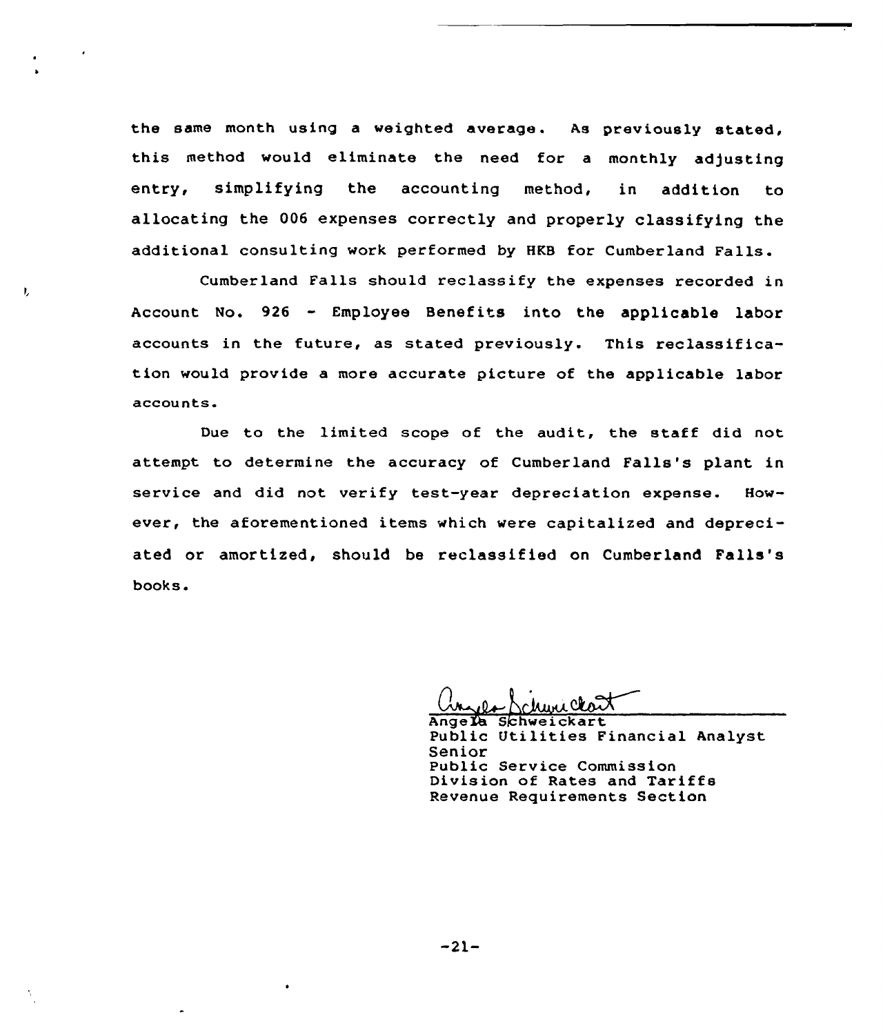the same month using a weighted average. As previously stated, this method would eliminate the need for a monthly adjusting entry, simplifying the accounting method, in addition to allocating the 006 expenses correctly and properly classifying the additional consulting work performed by HKB for Cumberland Falls.

Cumberland Falls should reclassify the expenses recorded in Account No. 926 - Employee Benefits into the applicable labor accounts in the future, as stated previously. This reclassification would provide a more accurate picture of the applicable labor accounts.

Due to the limited scope of the audit, the staff did not attempt to determine the accuracy of Cumberland Falls's plant in service and did not verify test-year depreciation expense. However, the aforementioned items which were capitalized and depreciated or amortized, should be reclassified on Cumberland Falls's books.

Angela Schweickart
Public Utilities Financial Analyst
Senior
Public Service Commission
Division of Rates and Tariffs
Revenue Requirements Section